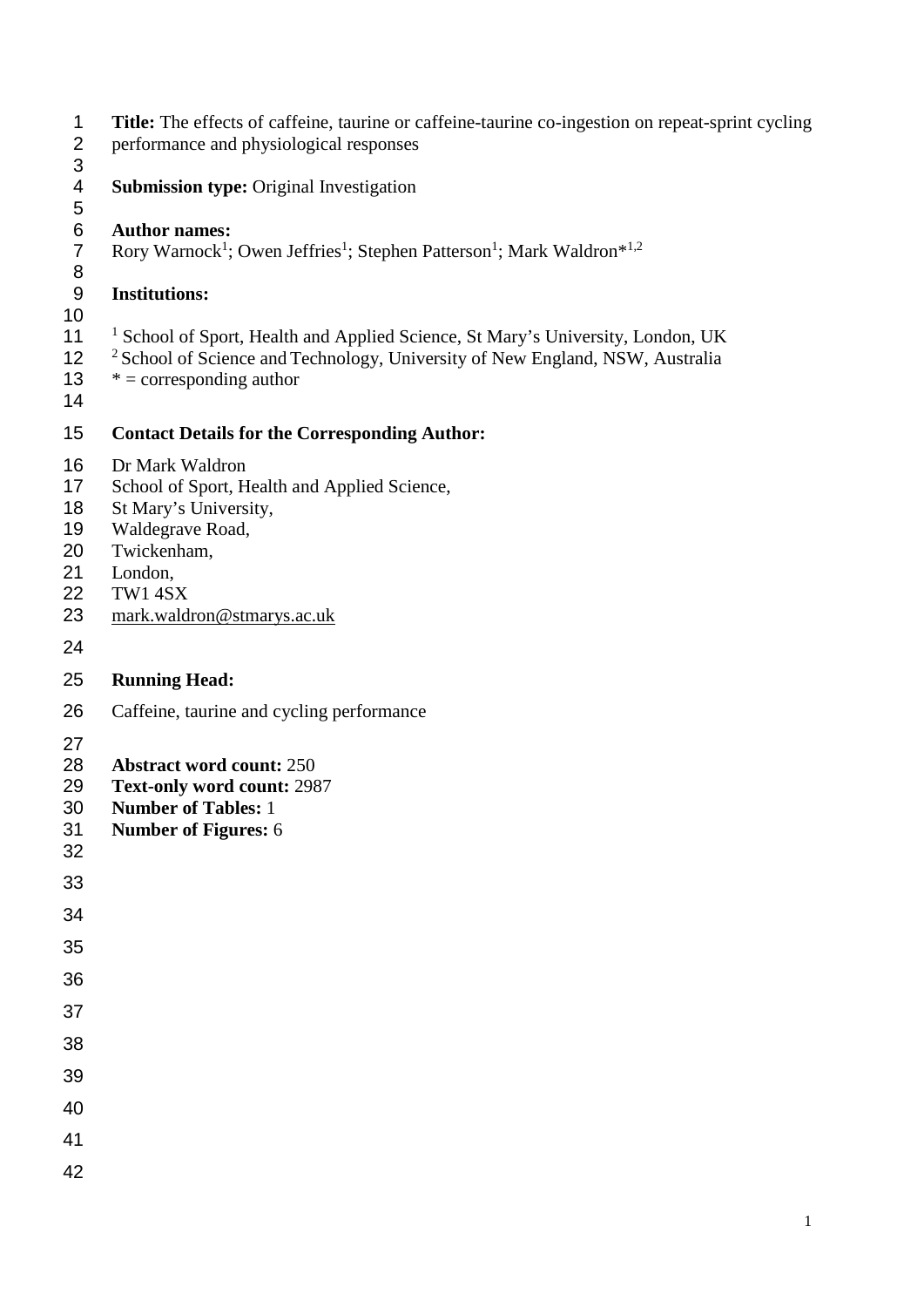**Title:** The effects of caffeine, taurine or caffeine-taurine co-ingestion on repeat-sprint cycling performance and physiological responses

**Submission type:** Original Investigation

**Author names:**
Rory Warnock[1]; Owen Jeffries[1]; Stephen Patterson[1]; Mark Waldron*[1,2]

**Institutions:**

[1] School of Sport, Health and Applied Science, St Mary's University, London, UK
[2] School of Science and Technology, University of New England, NSW, Australia
* = corresponding author

**Contact Details for the Corresponding Author:**

Dr Mark Waldron
School of Sport, Health and Applied Science,
St Mary's University,
Waldegrave Road,
Twickenham,
London,
TW1 4SX
mark.waldron@stmarys.ac.uk

**Running Head:**

Caffeine, taurine and cycling performance

**Abstract word count:** 250
**Text-only word count:** 2987
**Number of Tables:** 1
**Number of Figures:** 6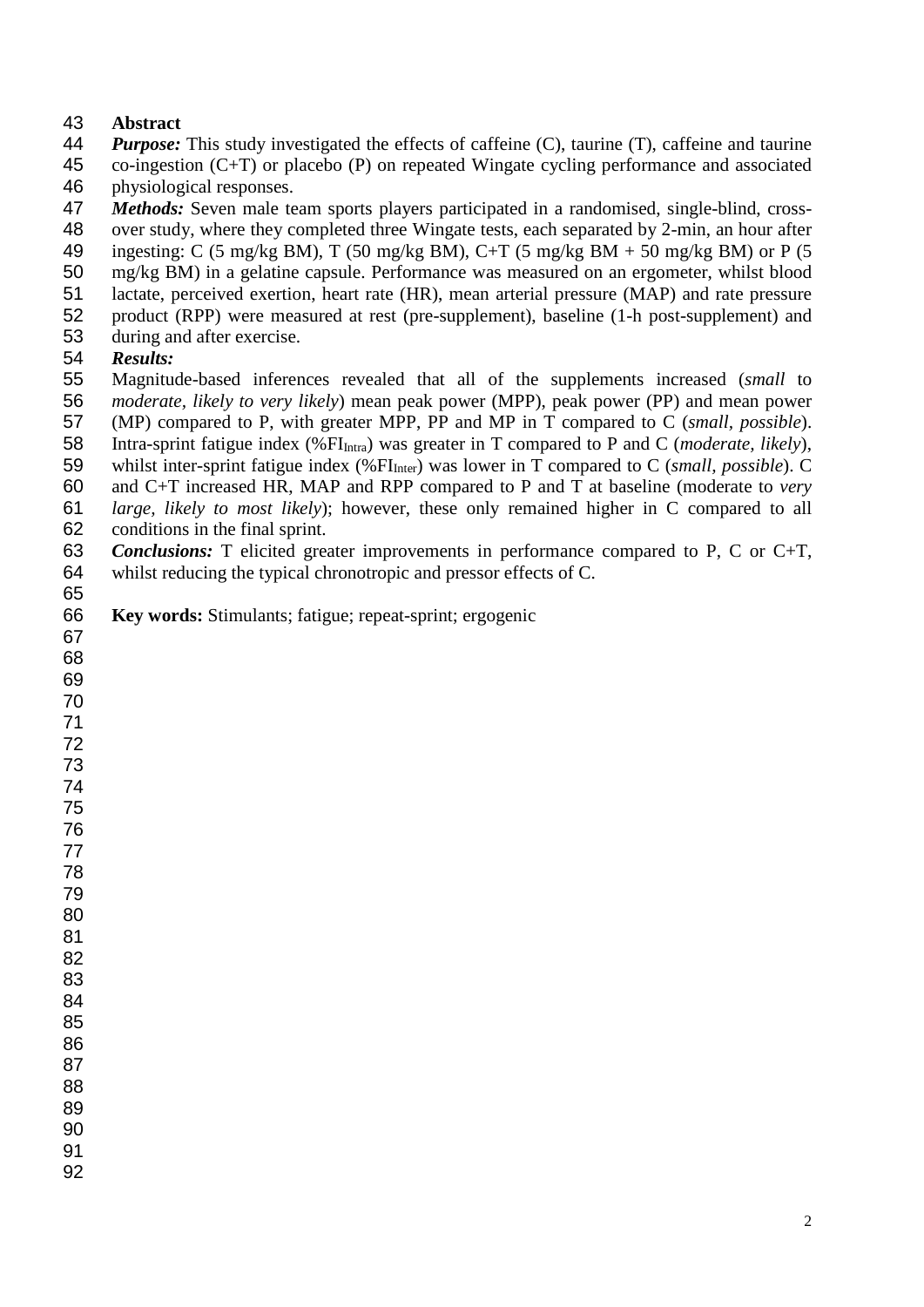## Abstract

***Purpose:*** This study investigated the effects of caffeine (C), taurine (T), caffeine and taurine co-ingestion (C+T) or placebo (P) on repeated Wingate cycling performance and associated physiological responses.

***Methods:*** Seven male team sports players participated in a randomised, single-blind, cross-over study, where they completed three Wingate tests, each separated by 2-min, an hour after ingesting: C (5 mg/kg BM), T (50 mg/kg BM), C+T (5 mg/kg BM + 50 mg/kg BM) or P (5 mg/kg BM) in a gelatine capsule. Performance was measured on an ergometer, whilst blood lactate, perceived exertion, heart rate (HR), mean arterial pressure (MAP) and rate pressure product (RPP) were measured at rest (pre-supplement), baseline (1-h post-supplement) and during and after exercise.

***Results:***
Magnitude-based inferences revealed that all of the supplements increased (*small* to *moderate, likely to very likely*) mean peak power (MPP), peak power (PP) and mean power (MP) compared to P, with greater MPP, PP and MP in T compared to C (*small, possible*). Intra-sprint fatigue index (%$FI_{Intra}$) was greater in T compared to P and C (*moderate, likely*), whilst inter-sprint fatigue index (%$FI_{Inter}$) was lower in T compared to C (*small, possible*). C and C+T increased HR, MAP and RPP compared to P and T at baseline (moderate to *very large, likely to most likely*); however, these only remained higher in C compared to all conditions in the final sprint.

***Conclusions:*** T elicited greater improvements in performance compared to P, C or C+T, whilst reducing the typical chronotropic and pressor effects of C.

**Key words:** Stimulants; fatigue; repeat-sprint; ergogenic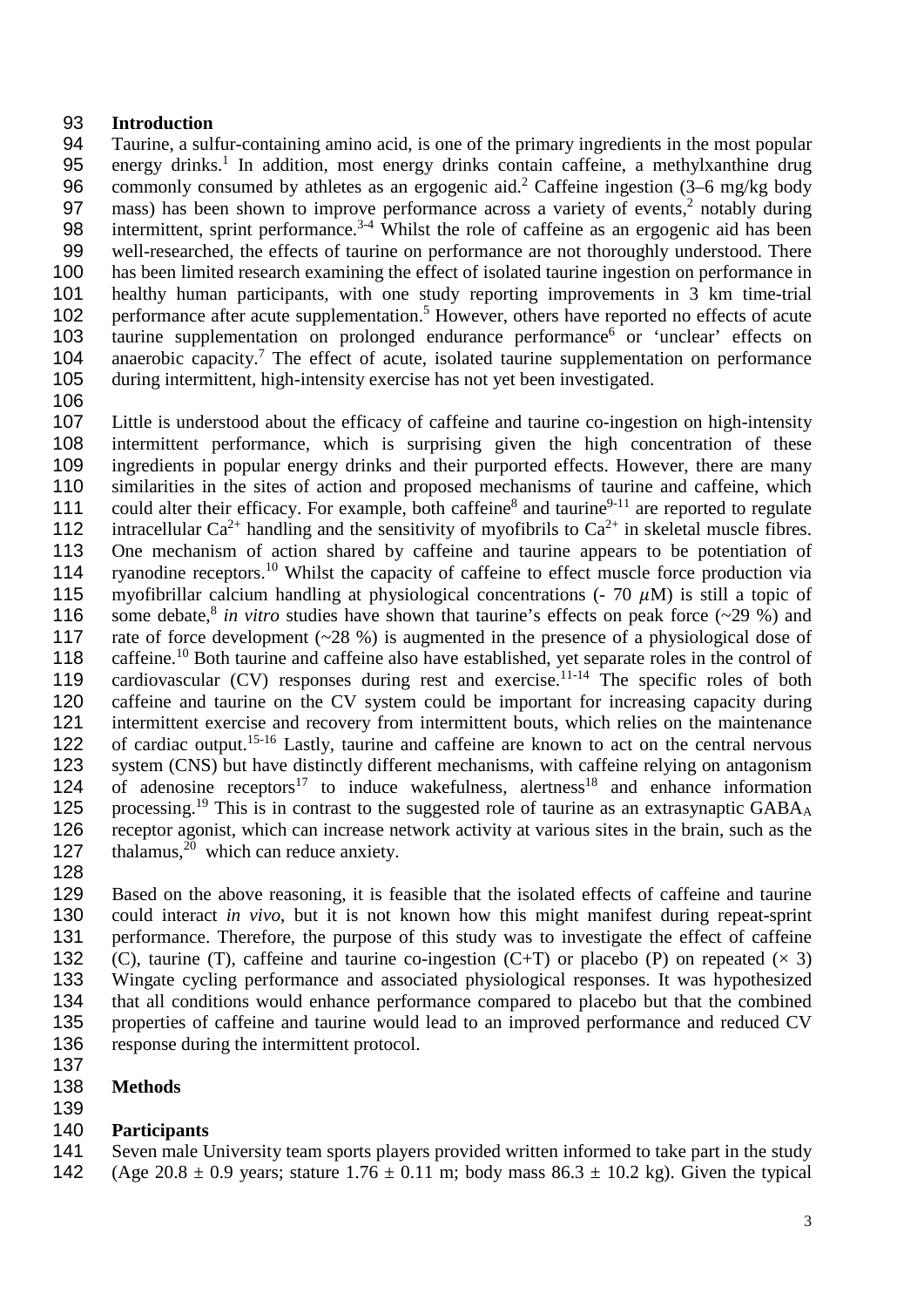## Introduction

Taurine, a sulfur-containing amino acid, is one of the primary ingredients in the most popular energy drinks.[1] In addition, most energy drinks contain caffeine, a methylxanthine drug commonly consumed by athletes as an ergogenic aid.[2] Caffeine ingestion (3–6 mg/kg body mass) has been shown to improve performance across a variety of events,[2] notably during intermittent, sprint performance.[3-4] Whilst the role of caffeine as an ergogenic aid has been well-researched, the effects of taurine on performance are not thoroughly understood. There has been limited research examining the effect of isolated taurine ingestion on performance in healthy human participants, with one study reporting improvements in 3 km time-trial performance after acute supplementation.[5] However, others have reported no effects of acute taurine supplementation on prolonged endurance performance[6] or 'unclear' effects on anaerobic capacity.[7] The effect of acute, isolated taurine supplementation on performance during intermittent, high-intensity exercise has not yet been investigated.

Little is understood about the efficacy of caffeine and taurine co-ingestion on high-intensity intermittent performance, which is surprising given the high concentration of these ingredients in popular energy drinks and their purported effects. However, there are many similarities in the sites of action and proposed mechanisms of taurine and caffeine, which could alter their efficacy. For example, both caffeine[8] and taurine[9-11] are reported to regulate intracellular $Ca^{2+}$ handling and the sensitivity of myofibrils to $Ca^{2+}$ in skeletal muscle fibres. One mechanism of action shared by caffeine and taurine appears to be potentiation of ryanodine receptors.[10] Whilst the capacity of caffeine to effect muscle force production via myofibrillar calcium handling at physiological concentrations (- 70 $\mu$M) is still a topic of some debate,[8] *in vitro* studies have shown that taurine's effects on peak force (~29 %) and rate of force development (~28 %) is augmented in the presence of a physiological dose of caffeine.[10] Both taurine and caffeine also have established, yet separate roles in the control of cardiovascular (CV) responses during rest and exercise.[11-14] The specific roles of both caffeine and taurine on the CV system could be important for increasing capacity during intermittent exercise and recovery from intermittent bouts, which relies on the maintenance of cardiac output.[15-16] Lastly, taurine and caffeine are known to act on the central nervous system (CNS) but have distinctly different mechanisms, with caffeine relying on antagonism of adenosine receptors[17] to induce wakefulness, alertness[18] and enhance information processing.[19] This is in contrast to the suggested role of taurine as an extrasynaptic $GABA_A$ receptor agonist, which can increase network activity at various sites in the brain, such as the thalamus,[20] which can reduce anxiety.

Based on the above reasoning, it is feasible that the isolated effects of caffeine and taurine could interact *in vivo*, but it is not known how this might manifest during repeat-sprint performance. Therefore, the purpose of this study was to investigate the effect of caffeine (C), taurine (T), caffeine and taurine co-ingestion (C+T) or placebo (P) on repeated ($\times$ 3) Wingate cycling performance and associated physiological responses. It was hypothesized that all conditions would enhance performance compared to placebo but that the combined properties of caffeine and taurine would lead to an improved performance and reduced CV response during the intermittent protocol.

## Methods

### Participants

Seven male University team sports players provided written informed to take part in the study (Age 20.8 ± 0.9 years; stature 1.76 ± 0.11 m; body mass 86.3 ± 10.2 kg). Given the typical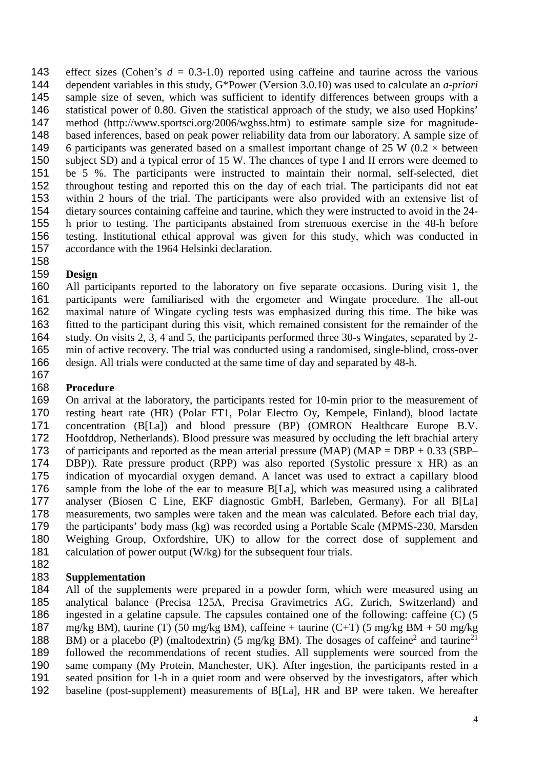effect sizes (Cohen's $d = 0.3$-$1.0$) reported using caffeine and taurine across the various dependent variables in this study, G*Power (Version 3.0.10) was used to calculate an *a-priori* sample size of seven, which was sufficient to identify differences between groups with a statistical power of 0.80. Given the statistical approach of the study, we also used Hopkins' method (http://www.sportsci.org/2006/wghss.htm) to estimate sample size for magnitude-based inferences, based on peak power reliability data from our laboratory. A sample size of 6 participants was generated based on a smallest important change of 25 W ($0.2 \times$ between subject SD) and a typical error of 15 W. The chances of type I and II errors were deemed to be 5 %. The participants were instructed to maintain their normal, self-selected, diet throughout testing and reported this on the day of each trial. The participants did not eat within 2 hours of the trial. The participants were also provided with an extensive list of dietary sources containing caffeine and taurine, which they were instructed to avoid in the 24-h prior to testing. The participants abstained from strenuous exercise in the 48-h before testing. Institutional ethical approval was given for this study, which was conducted in accordance with the 1964 Helsinki declaration.

**Design**

All participants reported to the laboratory on five separate occasions. During visit 1, the participants were familiarised with the ergometer and Wingate procedure. The all-out maximal nature of Wingate cycling tests was emphasized during this time. The bike was fitted to the participant during this visit, which remained consistent for the remainder of the study. On visits 2, 3, 4 and 5, the participants performed three 30-s Wingates, separated by 2-min of active recovery. The trial was conducted using a randomised, single-blind, cross-over design. All trials were conducted at the same time of day and separated by 48-h.

**Procedure**

On arrival at the laboratory, the participants rested for 10-min prior to the measurement of resting heart rate (HR) (Polar FT1, Polar Electro Oy, Kempele, Finland), blood lactate concentration (B[La]) and blood pressure (BP) (OMRON Healthcare Europe B.V. Hoofddrop, Netherlands). Blood pressure was measured by occluding the left brachial artery of participants and reported as the mean arterial pressure (MAP) ($MAP = DBP + 0.33\ (SBP - DBP)$). Rate pressure product (RPP) was also reported (Systolic pressure x HR) as an indication of myocardial oxygen demand. A lancet was used to extract a capillary blood sample from the lobe of the ear to measure B[La], which was measured using a calibrated analyser (Biosen C Line, EKF diagnostic GmbH, Barleben, Germany). For all B[La] measurements, two samples were taken and the mean was calculated. Before each trial day, the participants' body mass (kg) was recorded using a Portable Scale (MPMS-230, Marsden Weighing Group, Oxfordshire, UK) to allow for the correct dose of supplement and calculation of power output (W/kg) for the subsequent four trials.

**Supplementation**

All of the supplements were prepared in a powder form, which were measured using an analytical balance (Precisa 125A, Precisa Gravimetrics AG, Zurich, Switzerland) and ingested in a gelatine capsule. The capsules contained one of the following: caffeine (C) (5 mg/kg BM), taurine (T) (50 mg/kg BM), caffeine + taurine (C+T) (5 mg/kg BM + 50 mg/kg BM) or a placebo (P) (maltodextrin) (5 mg/kg BM). The dosages of caffeine[2] and taurine[21] followed the recommendations of recent studies. All supplements were sourced from the same company (My Protein, Manchester, UK). After ingestion, the participants rested in a seated position for 1-h in a quiet room and were observed by the investigators, after which baseline (post-supplement) measurements of B[La], HR and BP were taken. We hereafter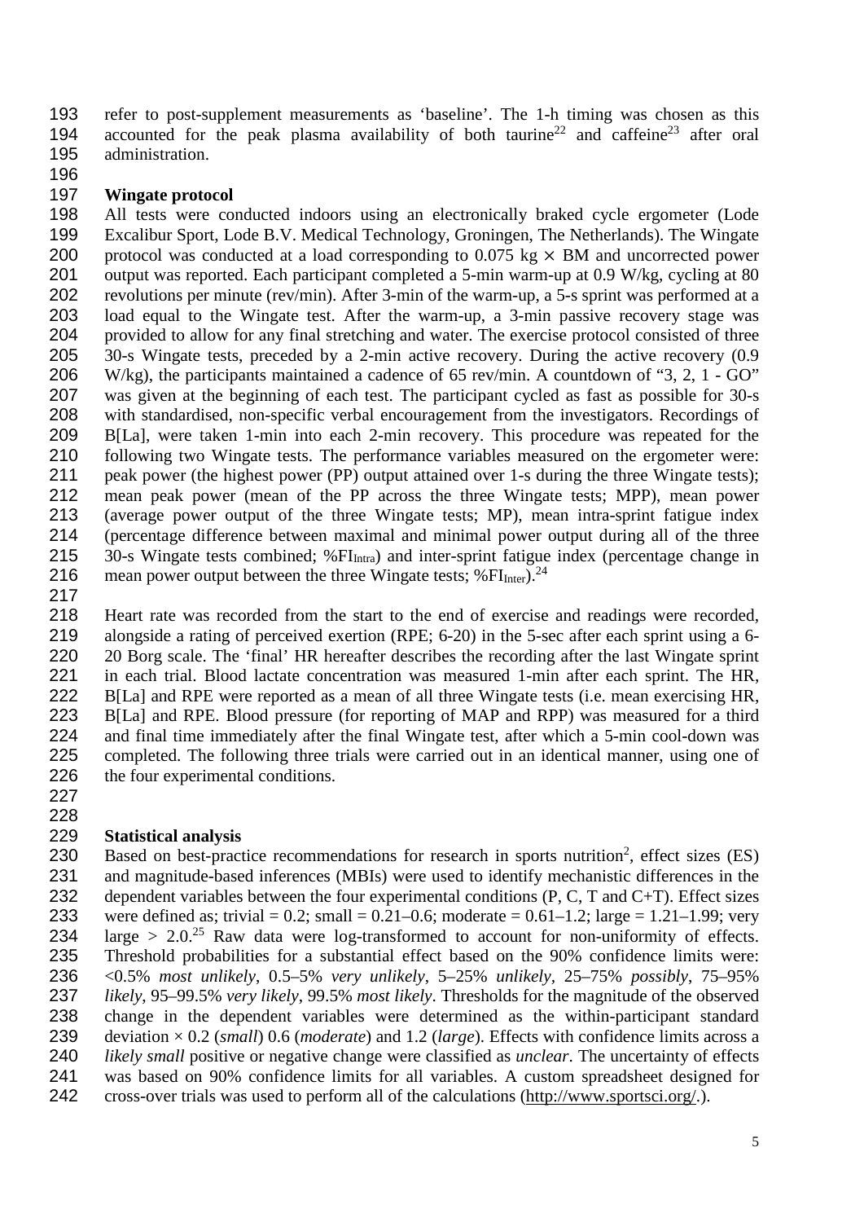refer to post-supplement measurements as 'baseline'. The 1-h timing was chosen as this accounted for the peak plasma availability of both taurine[22] and caffeine[23] after oral administration.

## Wingate protocol

All tests were conducted indoors using an electronically braked cycle ergometer (Lode Excalibur Sport, Lode B.V. Medical Technology, Groningen, The Netherlands). The Wingate protocol was conducted at a load corresponding to 0.075 kg × BM and uncorrected power output was reported. Each participant completed a 5-min warm-up at 0.9 W/kg, cycling at 80 revolutions per minute (rev/min). After 3-min of the warm-up, a 5-s sprint was performed at a load equal to the Wingate test. After the warm-up, a 3-min passive recovery stage was provided to allow for any final stretching and water. The exercise protocol consisted of three 30-s Wingate tests, preceded by a 2-min active recovery. During the active recovery (0.9 W/kg), the participants maintained a cadence of 65 rev/min. A countdown of "3, 2, 1 - GO" was given at the beginning of each test. The participant cycled as fast as possible for 30-s with standardised, non-specific verbal encouragement from the investigators. Recordings of B[La], were taken 1-min into each 2-min recovery. This procedure was repeated for the following two Wingate tests. The performance variables measured on the ergometer were: peak power (the highest power (PP) output attained over 1-s during the three Wingate tests); mean peak power (mean of the PP across the three Wingate tests; MPP), mean power (average power output of the three Wingate tests; MP), mean intra-sprint fatigue index (percentage difference between maximal and minimal power output during all of the three 30-s Wingate tests combined; $\%FI_{Intra}$) and inter-sprint fatigue index (percentage change in mean power output between the three Wingate tests; $\%FI_{Inter}$).[24]

Heart rate was recorded from the start to the end of exercise and readings were recorded, alongside a rating of perceived exertion (RPE; 6-20) in the 5-sec after each sprint using a 6-20 Borg scale. The 'final' HR hereafter describes the recording after the last Wingate sprint in each trial. Blood lactate concentration was measured 1-min after each sprint. The HR, B[La] and RPE were reported as a mean of all three Wingate tests (i.e. mean exercising HR, B[La] and RPE. Blood pressure (for reporting of MAP and RPP) was measured for a third and final time immediately after the final Wingate test, after which a 5-min cool-down was completed. The following three trials were carried out in an identical manner, using one of the four experimental conditions.

## Statistical analysis

Based on best-practice recommendations for research in sports nutrition[2], effect sizes (ES) and magnitude-based inferences (MBIs) were used to identify mechanistic differences in the dependent variables between the four experimental conditions (P, C, T and C+T). Effect sizes were defined as; trivial = 0.2; small = 0.21–0.6; moderate = 0.61–1.2; large = 1.21–1.99; very large > 2.0.[25] Raw data were log-transformed to account for non-uniformity of effects. Threshold probabilities for a substantial effect based on the 90% confidence limits were: <0.5% *most unlikely*, 0.5–5% *very unlikely*, 5–25% *unlikely*, 25–75% *possibly*, 75–95% *likely*, 95–99.5% *very likely*, 99.5% *most likely*. Thresholds for the magnitude of the observed change in the dependent variables were determined as the within-participant standard deviation × 0.2 (*small*) 0.6 (*moderate*) and 1.2 (*large*). Effects with confidence limits across a *likely small* positive or negative change were classified as *unclear*. The uncertainty of effects was based on 90% confidence limits for all variables. A custom spreadsheet designed for cross-over trials was used to perform all of the calculations (http://www.sportsci.org/.).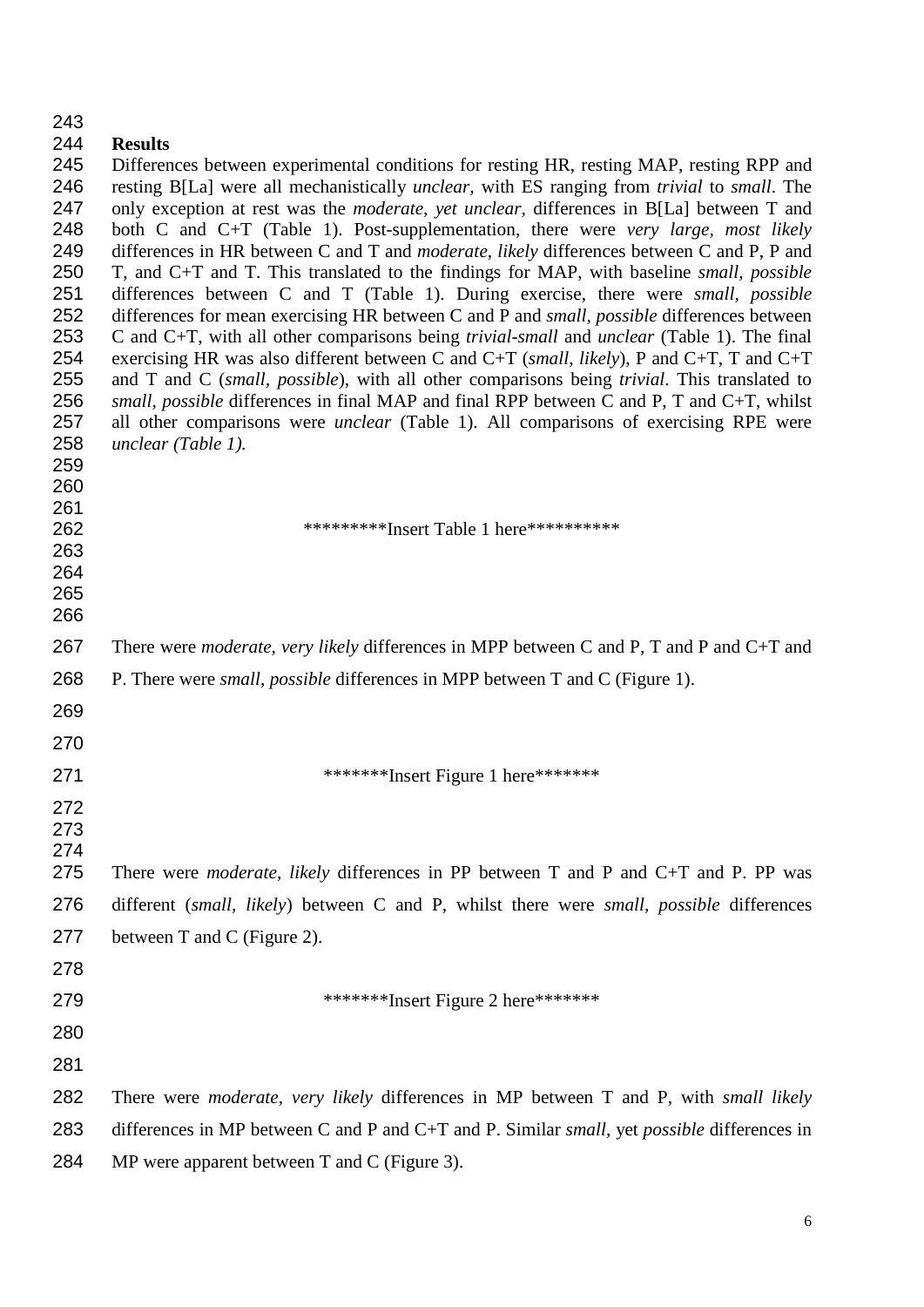**Results**

Differences between experimental conditions for resting HR, resting MAP, resting RPP and resting B[La] were all mechanistically *unclear*, with ES ranging from *trivial* to *small*. The only exception at rest was the *moderate, yet unclear,* differences in B[La] between T and both C and C+T (Table 1). Post-supplementation, there were *very large, most likely* differences in HR between C and T and *moderate, likely* differences between C and P, P and T, and C+T and T. This translated to the findings for MAP, with baseline *small, possible* differences between C and T (Table 1). During exercise, there were *small, possible* differences for mean exercising HR between C and P and *small, possible* differences between C and C+T, with all other comparisons being *trivial-small* and *unclear* (Table 1). The final exercising HR was also different between C and C+T (*small, likely*), P and C+T, T and C+T and T and C (*small, possible*), with all other comparisons being *trivial*. This translated to *small, possible* differences in final MAP and final RPP between C and P, T and C+T, whilst all other comparisons were *unclear* (Table 1). All comparisons of exercising RPE were *unclear (Table 1).*

*********Insert Table 1 here**********

There were *moderate, very likely* differences in MPP between C and P, T and P and C+T and P. There were *small, possible* differences in MPP between T and C (Figure 1).

*******Insert Figure 1 here*******

There were *moderate, likely* differences in PP between T and P and C+T and P. PP was different (*small, likely*) between C and P, whilst there were *small, possible* differences between T and C (Figure 2).

*******Insert Figure 2 here*******

There were *moderate, very likely* differences in MP between T and P, with *small likely* differences in MP between C and P and C+T and P. Similar *small*, yet *possible* differences in MP were apparent between T and C (Figure 3).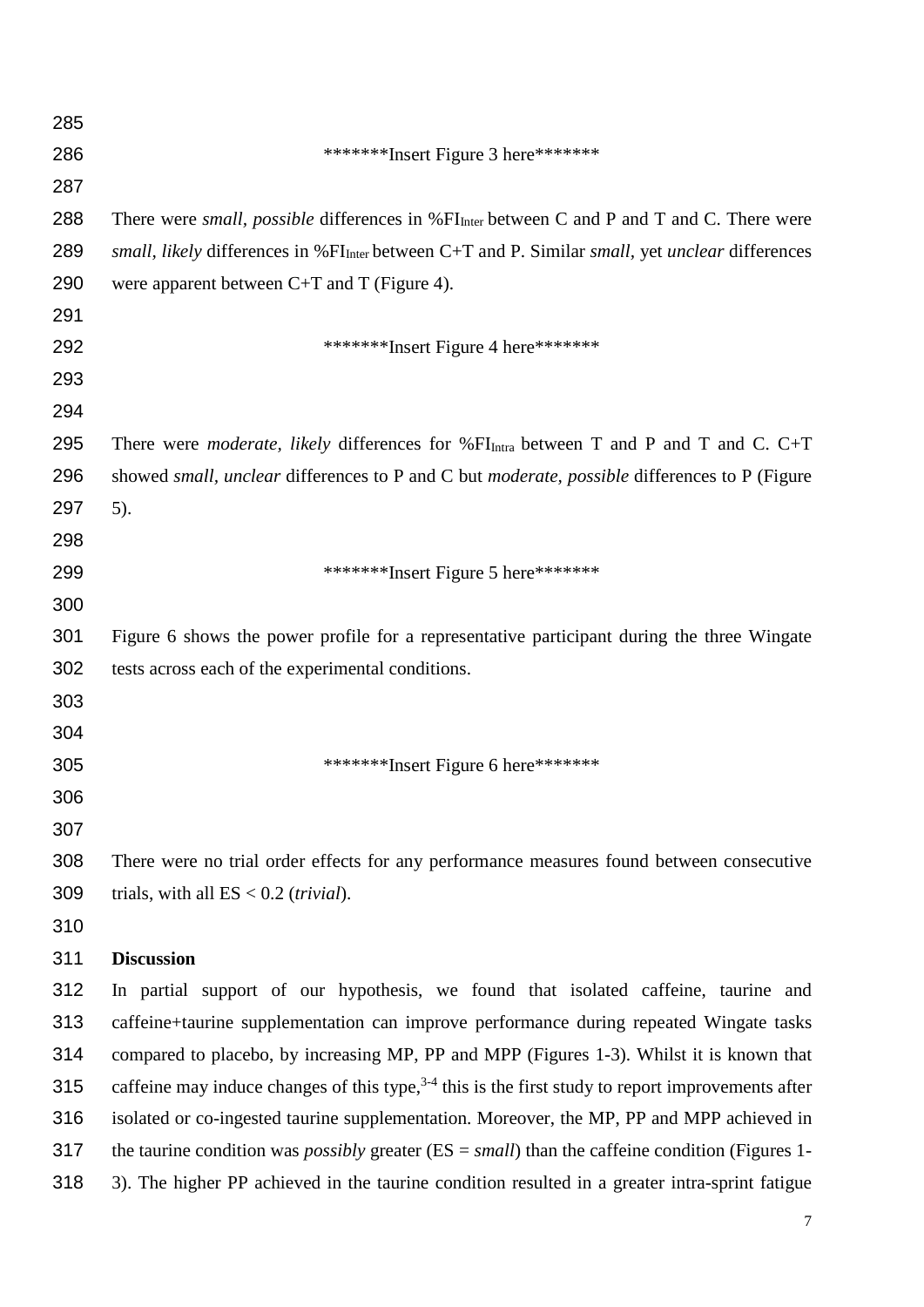*******Insert Figure 3 here*******

There were *small, possible* differences in $\%FI_{Inter}$ between C and P and T and C. There were *small, likely* differences in $\%FI_{Inter}$ between C+T and P. Similar *small*, yet *unclear* differences were apparent between C+T and T (Figure 4).

*******Insert Figure 4 here*******

There were *moderate, likely* differences for $\%FI_{Intra}$ between T and P and T and C. C+T showed *small*, *unclear* differences to P and C but *moderate*, *possible* differences to P (Figure 5).

*******Insert Figure 5 here*******

Figure 6 shows the power profile for a representative participant during the three Wingate tests across each of the experimental conditions.

*******Insert Figure 6 here*******

There were no trial order effects for any performance measures found between consecutive trials, with all ES < 0.2 (*trivial*).

## Discussion

In partial support of our hypothesis, we found that isolated caffeine, taurine and caffeine+taurine supplementation can improve performance during repeated Wingate tasks compared to placebo, by increasing MP, PP and MPP (Figures 1-3). Whilst it is known that caffeine may induce changes of this type,[3-4] this is the first study to report improvements after isolated or co-ingested taurine supplementation. Moreover, the MP, PP and MPP achieved in the taurine condition was *possibly* greater (ES = *small*) than the caffeine condition (Figures 1-3). The higher PP achieved in the taurine condition resulted in a greater intra-sprint fatigue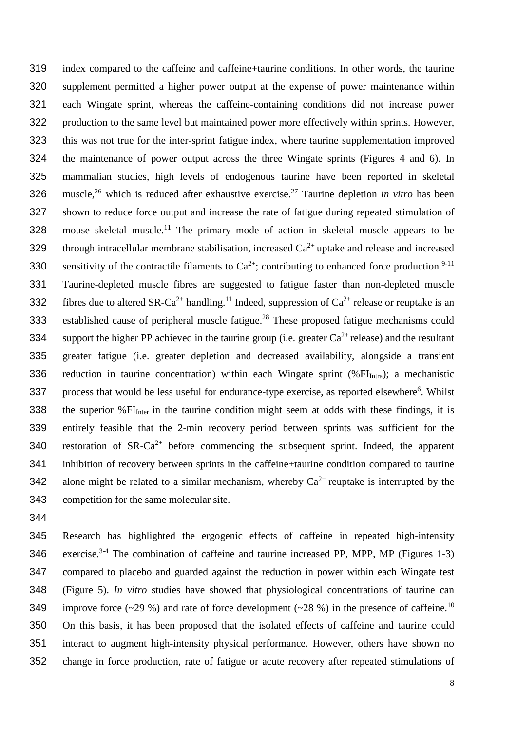index compared to the caffeine and caffeine+taurine conditions. In other words, the taurine supplement permitted a higher power output at the expense of power maintenance within each Wingate sprint, whereas the caffeine-containing conditions did not increase power production to the same level but maintained power more effectively within sprints. However, this was not true for the inter-sprint fatigue index, where taurine supplementation improved the maintenance of power output across the three Wingate sprints (Figures 4 and 6). In mammalian studies, high levels of endogenous taurine have been reported in skeletal muscle,[26] which is reduced after exhaustive exercise.[27] Taurine depletion *in vitro* has been shown to reduce force output and increase the rate of fatigue during repeated stimulation of mouse skeletal muscle.[11] The primary mode of action in skeletal muscle appears to be through intracellular membrane stabilisation, increased $Ca^{2+}$ uptake and release and increased sensitivity of the contractile filaments to $Ca^{2+}$; contributing to enhanced force production.[9-11] Taurine-depleted muscle fibres are suggested to fatigue faster than non-depleted muscle fibres due to altered SR-$Ca^{2+}$ handling.[11] Indeed, suppression of $Ca^{2+}$ release or reuptake is an established cause of peripheral muscle fatigue.[28] These proposed fatigue mechanisms could support the higher PP achieved in the taurine group (i.e. greater $Ca^{2+}$ release) and the resultant greater fatigue (i.e. greater depletion and decreased availability, alongside a transient reduction in taurine concentration) within each Wingate sprint (%$FI_{Intra}$); a mechanistic process that would be less useful for endurance-type exercise, as reported elsewhere[6]. Whilst the superior %$FI_{Inter}$ in the taurine condition might seem at odds with these findings, it is entirely feasible that the 2-min recovery period between sprints was sufficient for the restoration of SR-$Ca^{2+}$ before commencing the subsequent sprint. Indeed, the apparent inhibition of recovery between sprints in the caffeine+taurine condition compared to taurine alone might be related to a similar mechanism, whereby $Ca^{2+}$ reuptake is interrupted by the competition for the same molecular site.

Research has highlighted the ergogenic effects of caffeine in repeated high-intensity exercise.[3-4] The combination of caffeine and taurine increased PP, MPP, MP (Figures 1-3) compared to placebo and guarded against the reduction in power within each Wingate test (Figure 5). *In vitro* studies have showed that physiological concentrations of taurine can improve force (~29 %) and rate of force development (~28 %) in the presence of caffeine.[10] On this basis, it has been proposed that the isolated effects of caffeine and taurine could interact to augment high-intensity physical performance. However, others have shown no change in force production, rate of fatigue or acute recovery after repeated stimulations of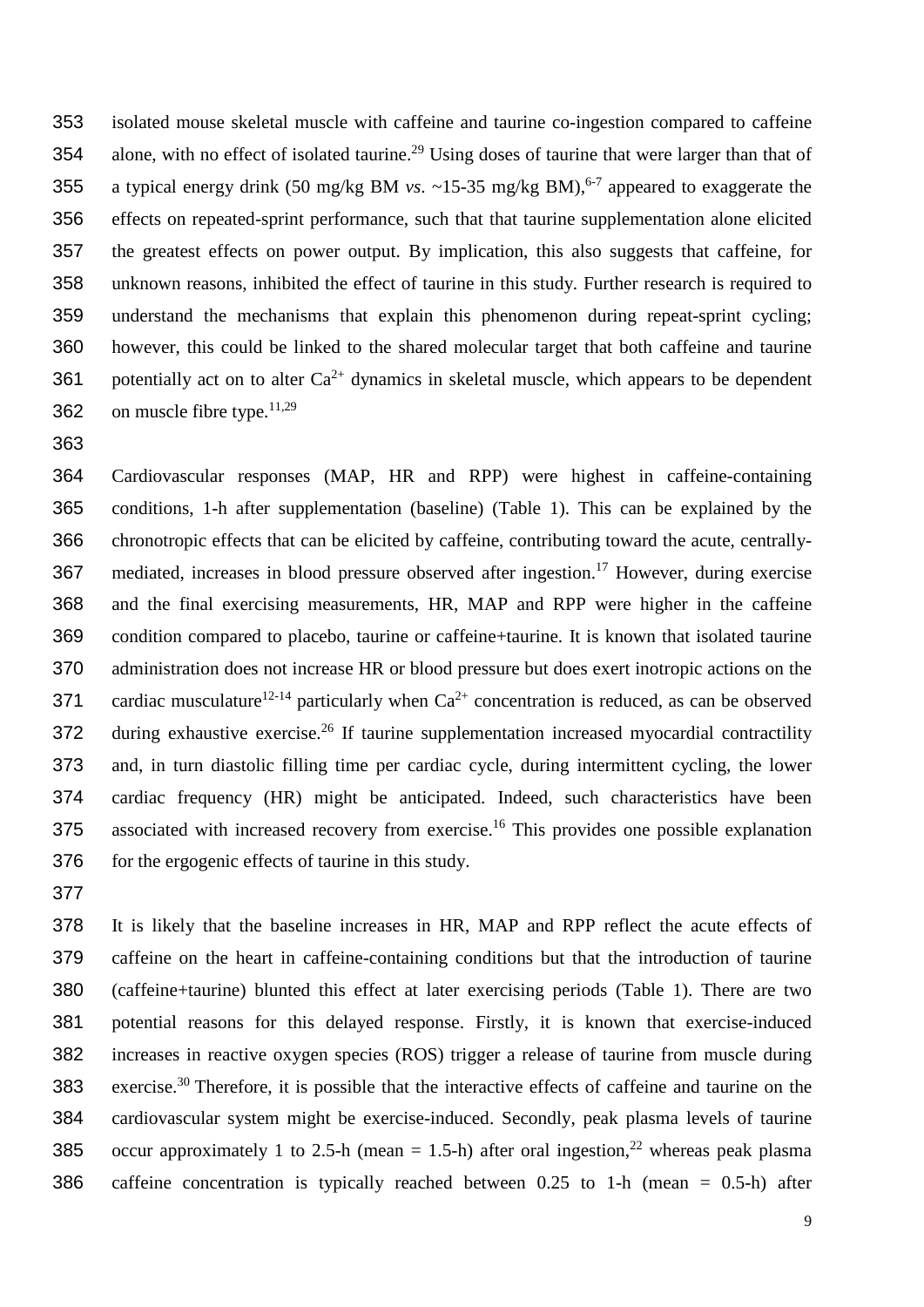isolated mouse skeletal muscle with caffeine and taurine co-ingestion compared to caffeine alone, with no effect of isolated taurine.[29] Using doses of taurine that were larger than that of a typical energy drink (50 mg/kg BM *vs*. ~15-35 mg/kg BM),[6-7] appeared to exaggerate the effects on repeated-sprint performance, such that that taurine supplementation alone elicited the greatest effects on power output. By implication, this also suggests that caffeine, for unknown reasons, inhibited the effect of taurine in this study. Further research is required to understand the mechanisms that explain this phenomenon during repeat-sprint cycling; however, this could be linked to the shared molecular target that both caffeine and taurine potentially act on to alter $Ca^{2+}$ dynamics in skeletal muscle, which appears to be dependent on muscle fibre type.[11,29]

Cardiovascular responses (MAP, HR and RPP) were highest in caffeine-containing conditions, 1-h after supplementation (baseline) (Table 1). This can be explained by the chronotropic effects that can be elicited by caffeine, contributing toward the acute, centrally-mediated, increases in blood pressure observed after ingestion.[17] However, during exercise and the final exercising measurements, HR, MAP and RPP were higher in the caffeine condition compared to placebo, taurine or caffeine+taurine. It is known that isolated taurine administration does not increase HR or blood pressure but does exert inotropic actions on the cardiac musculature[12-14] particularly when $Ca^{2+}$ concentration is reduced, as can be observed during exhaustive exercise.[26] If taurine supplementation increased myocardial contractility and, in turn diastolic filling time per cardiac cycle, during intermittent cycling, the lower cardiac frequency (HR) might be anticipated. Indeed, such characteristics have been associated with increased recovery from exercise.[16] This provides one possible explanation for the ergogenic effects of taurine in this study.

It is likely that the baseline increases in HR, MAP and RPP reflect the acute effects of caffeine on the heart in caffeine-containing conditions but that the introduction of taurine (caffeine+taurine) blunted this effect at later exercising periods (Table 1). There are two potential reasons for this delayed response. Firstly, it is known that exercise-induced increases in reactive oxygen species (ROS) trigger a release of taurine from muscle during exercise.[30] Therefore, it is possible that the interactive effects of caffeine and taurine on the cardiovascular system might be exercise-induced. Secondly, peak plasma levels of taurine occur approximately 1 to 2.5-h (mean = 1.5-h) after oral ingestion,[22] whereas peak plasma caffeine concentration is typically reached between 0.25 to 1-h (mean = 0.5-h) after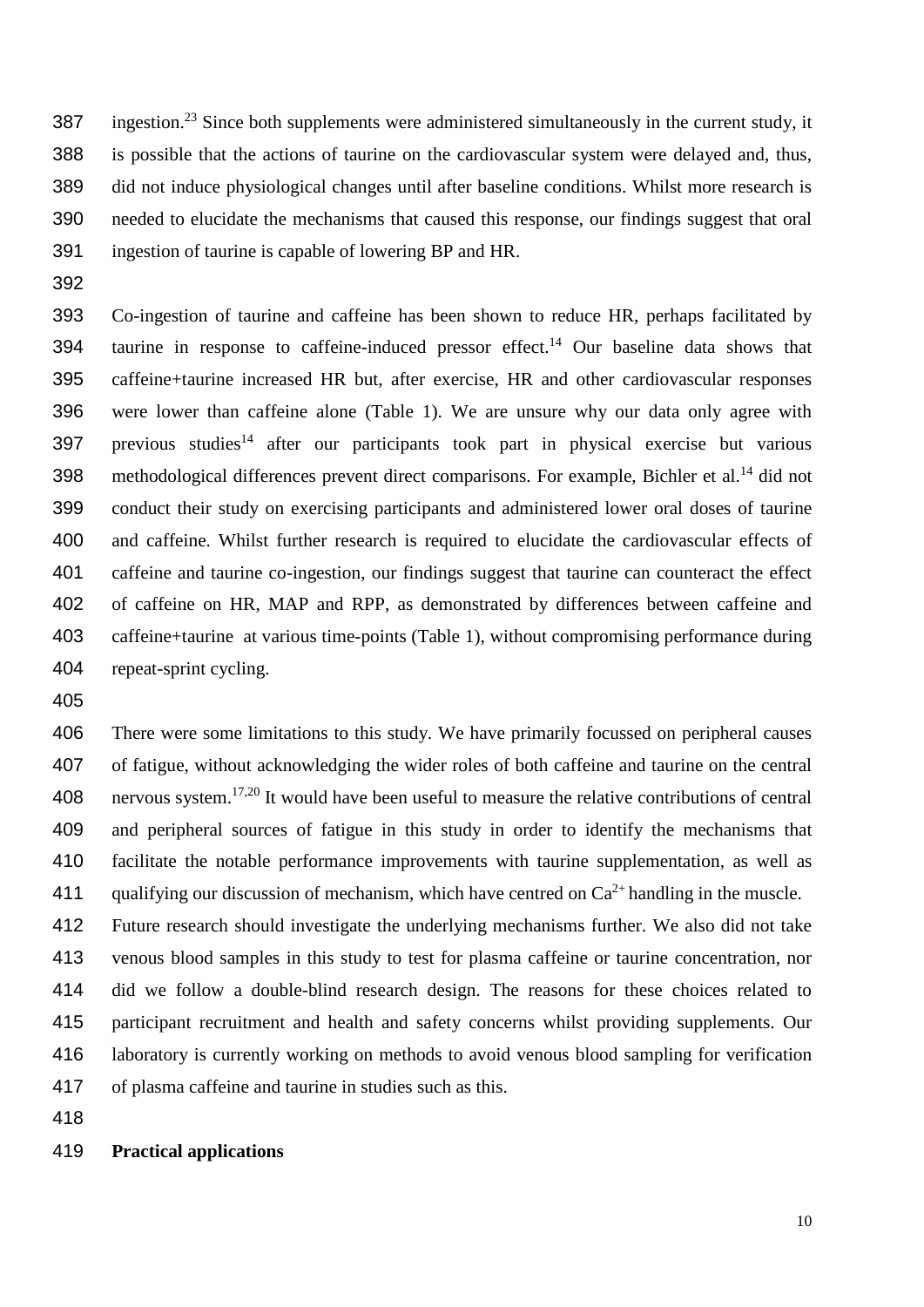ingestion.[23] Since both supplements were administered simultaneously in the current study, it is possible that the actions of taurine on the cardiovascular system were delayed and, thus, did not induce physiological changes until after baseline conditions. Whilst more research is needed to elucidate the mechanisms that caused this response, our findings suggest that oral ingestion of taurine is capable of lowering BP and HR.

Co-ingestion of taurine and caffeine has been shown to reduce HR, perhaps facilitated by taurine in response to caffeine-induced pressor effect.[14] Our baseline data shows that caffeine+taurine increased HR but, after exercise, HR and other cardiovascular responses were lower than caffeine alone (Table 1). We are unsure why our data only agree with previous studies[14] after our participants took part in physical exercise but various methodological differences prevent direct comparisons. For example, Bichler et al.[14] did not conduct their study on exercising participants and administered lower oral doses of taurine and caffeine. Whilst further research is required to elucidate the cardiovascular effects of caffeine and taurine co-ingestion, our findings suggest that taurine can counteract the effect of caffeine on HR, MAP and RPP, as demonstrated by differences between caffeine and caffeine+taurine at various time-points (Table 1), without compromising performance during repeat-sprint cycling.

There were some limitations to this study. We have primarily focussed on peripheral causes of fatigue, without acknowledging the wider roles of both caffeine and taurine on the central nervous system.[17,20] It would have been useful to measure the relative contributions of central and peripheral sources of fatigue in this study in order to identify the mechanisms that facilitate the notable performance improvements with taurine supplementation, as well as qualifying our discussion of mechanism, which have centred on $Ca^{2+}$ handling in the muscle. Future research should investigate the underlying mechanisms further. We also did not take venous blood samples in this study to test for plasma caffeine or taurine concentration, nor did we follow a double-blind research design. The reasons for these choices related to participant recruitment and health and safety concerns whilst providing supplements. Our laboratory is currently working on methods to avoid venous blood sampling for verification of plasma caffeine and taurine in studies such as this.

**Practical applications**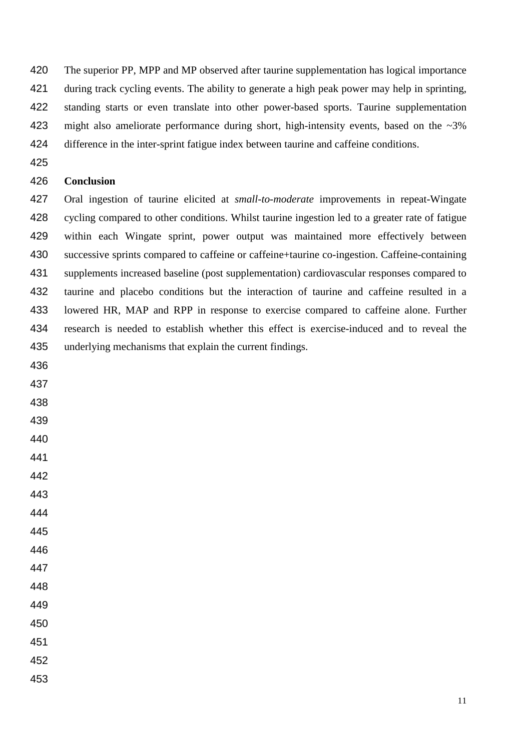The superior PP, MPP and MP observed after taurine supplementation has logical importance during track cycling events. The ability to generate a high peak power may help in sprinting, standing starts or even translate into other power-based sports. Taurine supplementation might also ameliorate performance during short, high-intensity events, based on the ~3% difference in the inter-sprint fatigue index between taurine and caffeine conditions.

## Conclusion

Oral ingestion of taurine elicited at *small-to-moderate* improvements in repeat-Wingate cycling compared to other conditions. Whilst taurine ingestion led to a greater rate of fatigue within each Wingate sprint, power output was maintained more effectively between successive sprints compared to caffeine or caffeine+taurine co-ingestion. Caffeine-containing supplements increased baseline (post supplementation) cardiovascular responses compared to taurine and placebo conditions but the interaction of taurine and caffeine resulted in a lowered HR, MAP and RPP in response to exercise compared to caffeine alone. Further research is needed to establish whether this effect is exercise-induced and to reveal the underlying mechanisms that explain the current findings.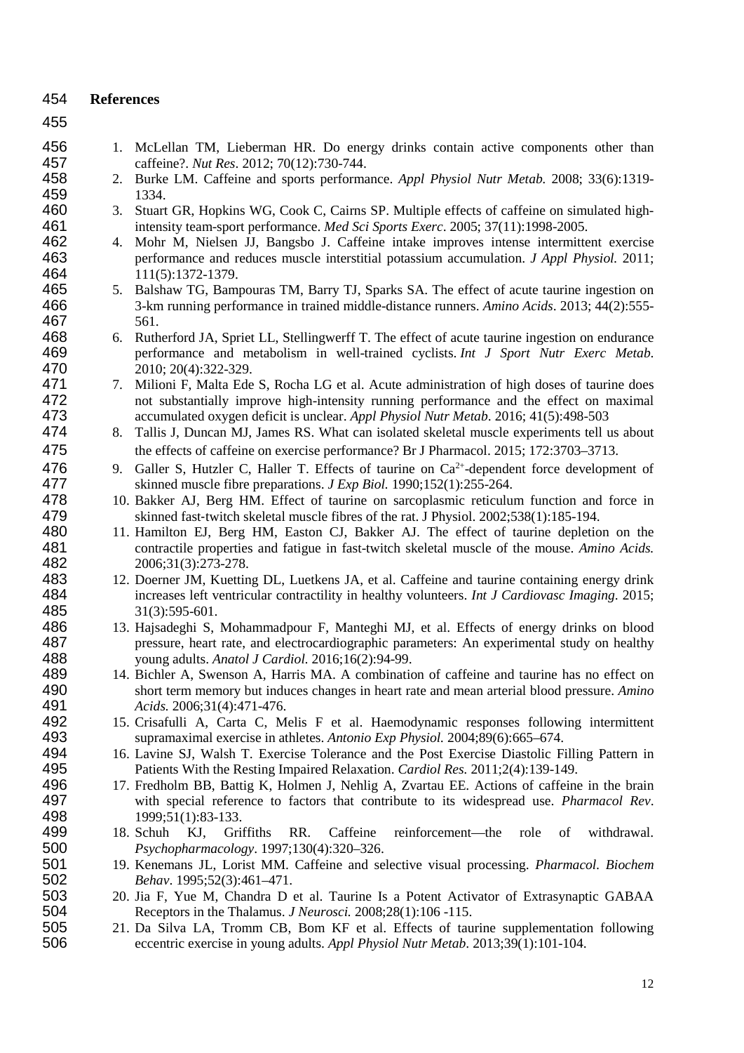## References

1. McLellan TM, Lieberman HR. Do energy drinks contain active components other than caffeine?. *Nut Res*. 2012; 70(12):730-744.
2. Burke LM. Caffeine and sports performance. *Appl Physiol Nutr Metab.* 2008; 33(6):1319-1334.
3. Stuart GR, Hopkins WG, Cook C, Cairns SP. Multiple effects of caffeine on simulated high-intensity team-sport performance. *Med Sci Sports Exerc*. 2005; 37(11):1998-2005.
4. Mohr M, Nielsen JJ, Bangsbo J. Caffeine intake improves intense intermittent exercise performance and reduces muscle interstitial potassium accumulation. *J Appl Physiol.* 2011; 111(5):1372-1379.
5. Balshaw TG, Bampouras TM, Barry TJ, Sparks SA. The effect of acute taurine ingestion on 3-km running performance in trained middle-distance runners. *Amino Acids*. 2013; 44(2):555-561.
6. Rutherford JA, Spriet LL, Stellingwerff T. The effect of acute taurine ingestion on endurance performance and metabolism in well-trained cyclists. *Int J Sport Nutr Exerc Metab.* 2010; 20(4):322-329.
7. Milioni F, Malta Ede S, Rocha LG et al. Acute administration of high doses of taurine does not substantially improve high-intensity running performance and the effect on maximal accumulated oxygen deficit is unclear. *Appl Physiol Nutr Metab*. 2016; 41(5):498-503
8. Tallis J, Duncan MJ, James RS. What can isolated skeletal muscle experiments tell us about the effects of caffeine on exercise performance? Br J Pharmacol. 2015; 172:3703–3713.
9. Galler S, Hutzler C, Haller T. Effects of taurine on $Ca^{2+}$-dependent force development of skinned muscle fibre preparations. *J Exp Biol.* 1990;152(1):255-264.
10. Bakker AJ, Berg HM. Effect of taurine on sarcoplasmic reticulum function and force in skinned fast-twitch skeletal muscle fibres of the rat. J Physiol. 2002;538(1):185-194.
11. Hamilton EJ, Berg HM, Easton CJ, Bakker AJ. The effect of taurine depletion on the contractile properties and fatigue in fast-twitch skeletal muscle of the mouse. *Amino Acids.* 2006;31(3):273-278.
12. Doerner JM, Kuetting DL, Luetkens JA, et al. Caffeine and taurine containing energy drink increases left ventricular contractility in healthy volunteers. *Int J Cardiovasc Imaging*. 2015; 31(3):595-601.
13. Hajsadeghi S, Mohammadpour F, Manteghi MJ, et al. Effects of energy drinks on blood pressure, heart rate, and electrocardiographic parameters: An experimental study on healthy young adults. *Anatol J Cardiol.* 2016;16(2):94-99.
14. Bichler A, Swenson A, Harris MA. A combination of caffeine and taurine has no effect on short term memory but induces changes in heart rate and mean arterial blood pressure. *Amino Acids.* 2006;31(4):471-476.
15. Crisafulli A, Carta C, Melis F et al. Haemodynamic responses following intermittent supramaximal exercise in athletes. *Antonio Exp Physiol.* 2004;89(6):665–674.
16. Lavine SJ, Walsh T. Exercise Tolerance and the Post Exercise Diastolic Filling Pattern in Patients With the Resting Impaired Relaxation. *Cardiol Res.* 2011;2(4):139-149.
17. Fredholm BB, Battig K, Holmen J, Nehlig A, Zvartau EE. Actions of caffeine in the brain with special reference to factors that contribute to its widespread use. *Pharmacol Rev*. 1999;51(1):83-133.
18. Schuh KJ, Griffiths RR. Caffeine reinforcement—the role of withdrawal. *Psychopharmacology*. 1997;130(4):320–326.
19. Kenemans JL, Lorist MM. Caffeine and selective visual processing. *Pharmacol. Biochem Behav*. 1995;52(3):461–471.
20. Jia F, Yue M, Chandra D et al. Taurine Is a Potent Activator of Extrasynaptic GABAA Receptors in the Thalamus. *J Neurosci.* 2008;28(1):106 -115.
21. Da Silva LA, Tromm CB, Bom KF et al. Effects of taurine supplementation following eccentric exercise in young adults. *Appl Physiol Nutr Metab*. 2013;39(1):101-104.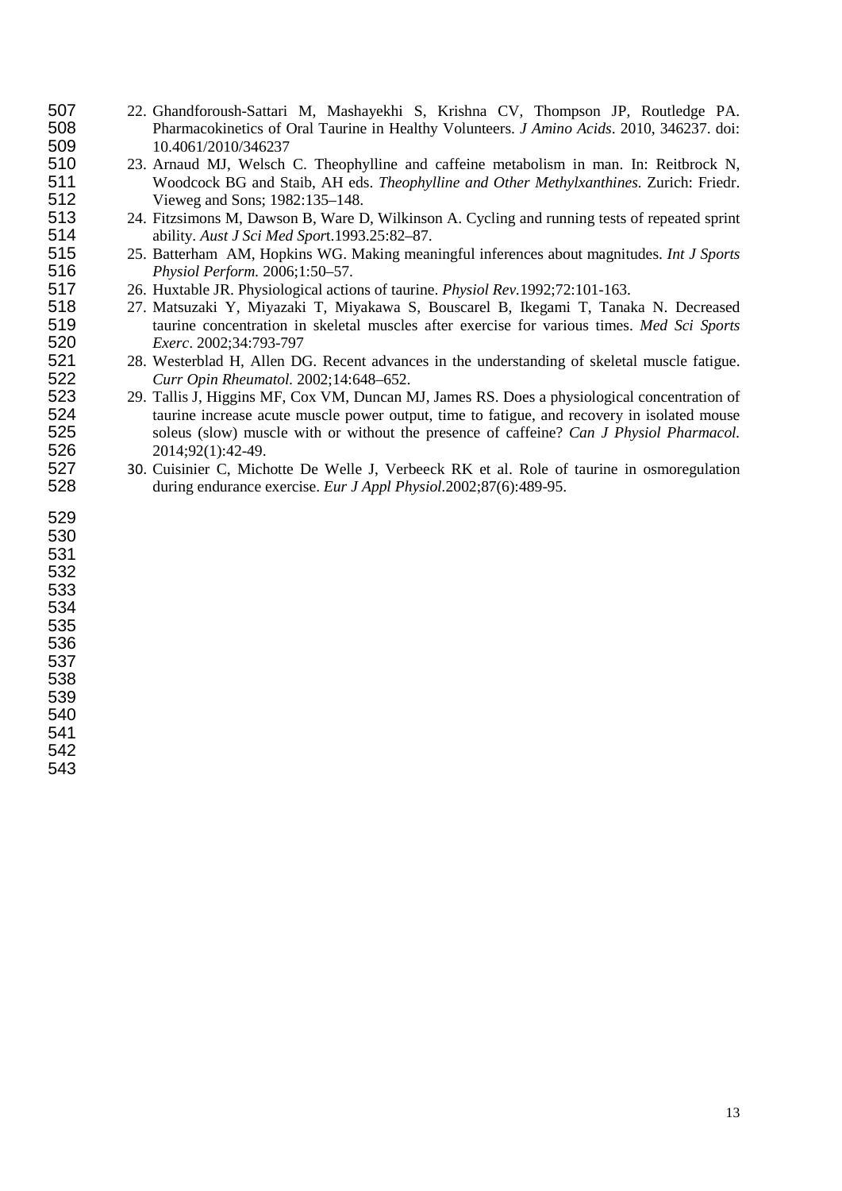22. Ghandforoush-Sattari M, Mashayekhi S, Krishna CV, Thompson JP, Routledge PA. Pharmacokinetics of Oral Taurine in Healthy Volunteers. *J Amino Acids*. 2010, 346237. doi: 10.4061/2010/346237
23. Arnaud MJ, Welsch C. Theophylline and caffeine metabolism in man. In: Reitbrock N, Woodcock BG and Staib, AH eds. *Theophylline and Other Methylxanthines.* Zurich: Friedr. Vieweg and Sons; 1982:135–148.
24. Fitzsimons M, Dawson B, Ware D, Wilkinson A. Cycling and running tests of repeated sprint ability. *Aust J Sci Med Spor*t.1993.25:82–87.
25. Batterham AM, Hopkins WG. Making meaningful inferences about magnitudes. *Int J Sports Physiol Perform*. 2006;1:50–57.
26. Huxtable JR. Physiological actions of taurine. *Physiol Rev.*1992;72:101-163.
27. Matsuzaki Y, Miyazaki T, Miyakawa S, Bouscarel B, Ikegami T, Tanaka N. Decreased taurine concentration in skeletal muscles after exercise for various times. *Med Sci Sports Exerc*. 2002;34:793-797
28. Westerblad H, Allen DG. Recent advances in the understanding of skeletal muscle fatigue. *Curr Opin Rheumatol.* 2002;14:648–652.
29. Tallis J, Higgins MF, Cox VM, Duncan MJ, James RS. Does a physiological concentration of taurine increase acute muscle power output, time to fatigue, and recovery in isolated mouse soleus (slow) muscle with or without the presence of caffeine? *Can J Physiol Pharmacol.* 2014;92(1):42-49.
30. Cuisinier C, Michotte De Welle J, Verbeeck RK et al. Role of taurine in osmoregulation during endurance exercise. *Eur J Appl Physiol*.2002;87(6):489-95.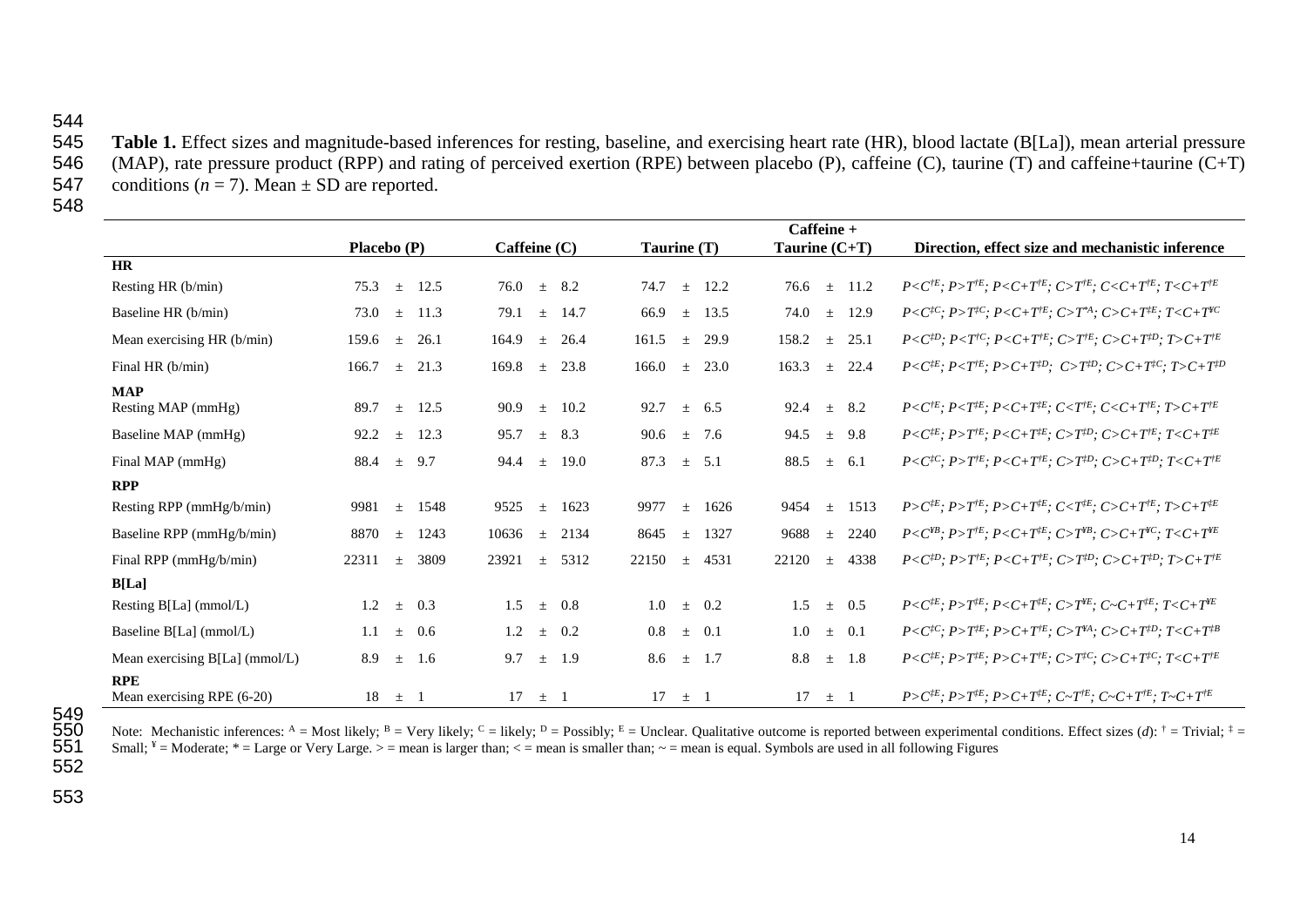**Table 1.** Effect sizes and magnitude-based inferences for resting, baseline, and exercising heart rate (HR), blood lactate (B[La]), mean arterial pressure (MAP), rate pressure product (RPP) and rating of perceived exertion (RPE) between placebo (P), caffeine (C), taurine (T) and caffeine+taurine (C+T) conditions ($n$ = 7). Mean ± SD are reported.

| | Placebo (P) | Caffeine (C) | Taurine (T) | Caffeine + Taurine (C+T) | Direction, effect size and mechanistic inference |
|---|---|---|---|---|---|
| **HR** | | | | | |
| Resting HR (b/min) | 75.3 ± 12.5 | 76.0 ± 8.2 | 74.7 ± 12.2 | 76.6 ± 11.2 | $P<C^{\dagger E}; P>T^{\dagger E}; P<C+T^{\dagger E}; C>T^{\dagger E}; C<C+T^{\dagger E}; T<C+T^{\dagger E}$ |
| Baseline HR (b/min) | 73.0 ± 11.3 | 79.1 ± 14.7 | 66.9 ± 13.5 | 74.0 ± 12.9 | $P<C^{\ddagger E}; P>T^{\ddagger C}; P<C+T^{\dagger E}; C>T^{*A}; C>C+T^{\ddagger E}; T<C+T^{¥C}$ |
| Mean exercising HR (b/min) | 159.6 ± 26.1 | 164.9 ± 26.4 | 161.5 ± 29.9 | 158.2 ± 25.1 | $P<C^{\ddagger D}; P<T^{\dagger C}; P<C+T^{\dagger E}; C>T^{\dagger E}; C>C+T^{\ddagger D}; T>C+T^{\dagger E}$ |
| Final HR (b/min) | 166.7 ± 21.3 | 169.8 ± 23.8 | 166.0 ± 23.0 | 163.3 ± 22.4 | $P<C^{\ddagger E}; P<T^{\dagger E}; P>C+T^{\ddagger D}; C>T^{\ddagger D}; C>C+T^{\ddagger C}; T>C+T^{\ddagger D}$ |
| **MAP** | | | | | |
| Resting MAP (mmHg) | 89.7 ± 12.5 | 90.9 ± 10.2 | 92.7 ± 6.5 | 92.4 ± 8.2 | $P<C^{\dagger E}; P<T^{\ddagger E}; P<C+T^{\ddagger E}; C<T^{\dagger E}; C<C+T^{\dagger E}; T>C+T^{\dagger E}$ |
| Baseline MAP (mmHg) | 92.2 ± 12.3 | 95.7 ± 8.3 | 90.6 ± 7.6 | 94.5 ± 9.8 | $P<C^{\ddagger E}; P>T^{\dagger E}; P<C+T^{\ddagger E}; C>T^{\ddagger D}; C>C+T^{\dagger E}; T<C+T^{\ddagger E}$ |
| Final MAP (mmHg) | 88.4 ± 9.7 | 94.4 ± 19.0 | 87.3 ± 5.1 | 88.5 ± 6.1 | $P<C^{\ddagger C}; P>T^{\dagger E}; P<C+T^{\dagger E}; C>T^{\ddagger D}; C>C+T^{\ddagger D}; T<C+T^{\dagger E}$ |
| **RPP** | | | | | |
| Resting RPP (mmHg/b/min) | 9981 ± 1548 | 9525 ± 1623 | 9977 ± 1626 | 9454 ± 1513 | $P>C^{\ddagger E}; P>T^{\dagger E}; P>C+T^{\ddagger E}; C<T^{\ddagger E}; C>C+T^{\dagger E}; T>C+T^{\ddagger E}$ |
| Baseline RPP (mmHg/b/min) | 8870 ± 1243 | 10636 ± 2134 | 8645 ± 1327 | 9688 ± 2240 | $P<C^{¥B}; P>T^{\dagger E}; P<C+T^{\ddagger E}; C>T^{¥B}; C>C+T^{¥C}; T<C+T^{¥E}$ |
| Final RPP (mmHg/b/min) | 22311 ± 3809 | 23921 ± 5312 | 22150 ± 4531 | 22120 ± 4338 | $P<C^{\ddagger D}; P>T^{\dagger E}; P<C+T^{\dagger E}; C>T^{\ddagger D}; C>C+T^{\ddagger D}; T>C+T^{\dagger E}$ |
| **B[La]** | | | | | |
| Resting B[La] (mmol/L) | 1.2 ± 0.3 | 1.5 ± 0.8 | 1.0 ± 0.2 | 1.5 ± 0.5 | $P<C^{\ddagger E}; P>T^{\ddagger E}; P<C+T^{\ddagger E}; C>T^{¥E}; C\sim C+T^{\ddagger E}; T<C+T^{¥E}$ |
| Baseline B[La] (mmol/L) | 1.1 ± 0.6 | 1.2 ± 0.2 | 0.8 ± 0.1 | 1.0 ± 0.1 | $P<C^{\ddagger C}; P>T^{\ddagger E}; P>C+T^{\dagger E}; C>T^{¥A}; C>C+T^{\ddagger D}; T<C+T^{\ddagger B}$ |
| Mean exercising B[La] (mmol/L) | 8.9 ± 1.6 | 9.7 ± 1.9 | 8.6 ± 1.7 | 8.8 ± 1.8 | $P<C^{\ddagger E}; P>T^{\ddagger E}; P>C+T^{\dagger E}; C>T^{\ddagger C}; C>C+T^{\ddagger C}; T<C+T^{\dagger E}$ |
| **RPE** | | | | | |
| Mean exercising RPE (6-20) | 18 ± 1 | 17 ± 1 | 17 ± 1 | 17 ± 1 | $P>C^{\ddagger E}; P>T^{\ddagger E}; P>C+T^{\ddagger E}; C\sim T^{\dagger E}; C\sim C+T^{\dagger E}; T\sim C+T^{\dagger E}$ |

Note: Mechanistic inferences: $^{A}$ = Most likely; $^{B}$ = Very likely; $^{C}$ = likely; $^{D}$ = Possibly; $^{E}$ = Unclear. Qualitative outcome is reported between experimental conditions. Effect sizes ($d$): $^{\dagger}$ = Trivial; $^{\ddagger}$ = Small; $^{¥}$ = Moderate; * = Large or Very Large. > = mean is larger than; < = mean is smaller than; ~ = mean is equal. Symbols are used in all following Figures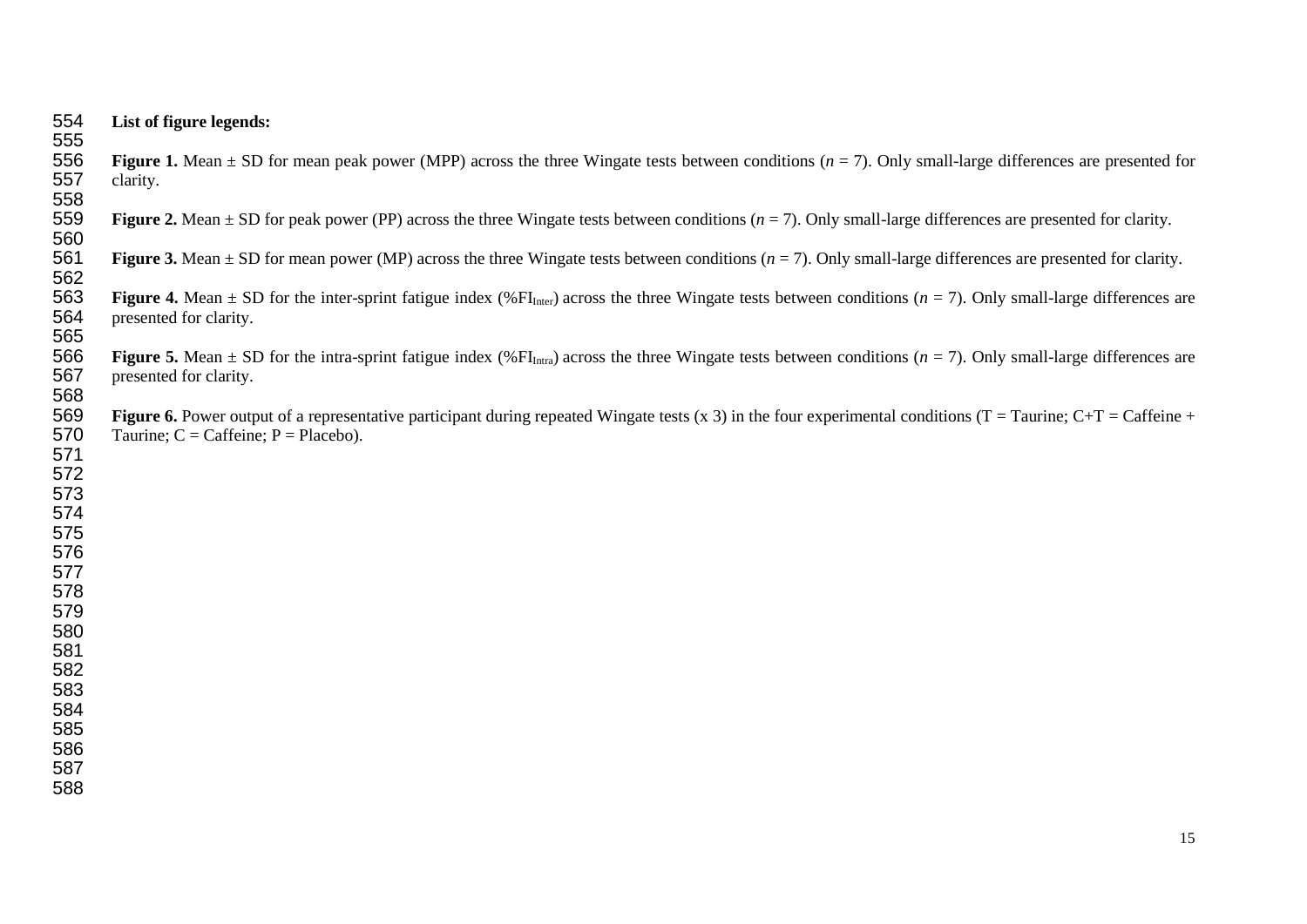**List of figure legends:**

**Figure 1.** Mean ± SD for mean peak power (MPP) across the three Wingate tests between conditions (*n* = 7). Only small-large differences are presented for clarity.

**Figure 2.** Mean ± SD for peak power (PP) across the three Wingate tests between conditions (*n* = 7). Only small-large differences are presented for clarity.

**Figure 3.** Mean ± SD for mean power (MP) across the three Wingate tests between conditions (*n* = 7). Only small-large differences are presented for clarity.

**Figure 4.** Mean ± SD for the inter-sprint fatigue index (%$FI_{Inter}$) across the three Wingate tests between conditions (*n* = 7). Only small-large differences are presented for clarity.

**Figure 5.** Mean ± SD for the intra-sprint fatigue index (%$FI_{Intra}$) across the three Wingate tests between conditions (*n* = 7). Only small-large differences are presented for clarity.

**Figure 6.** Power output of a representative participant during repeated Wingate tests (x 3) in the four experimental conditions (T = Taurine; C+T = Caffeine + Taurine; C = Caffeine; P = Placebo).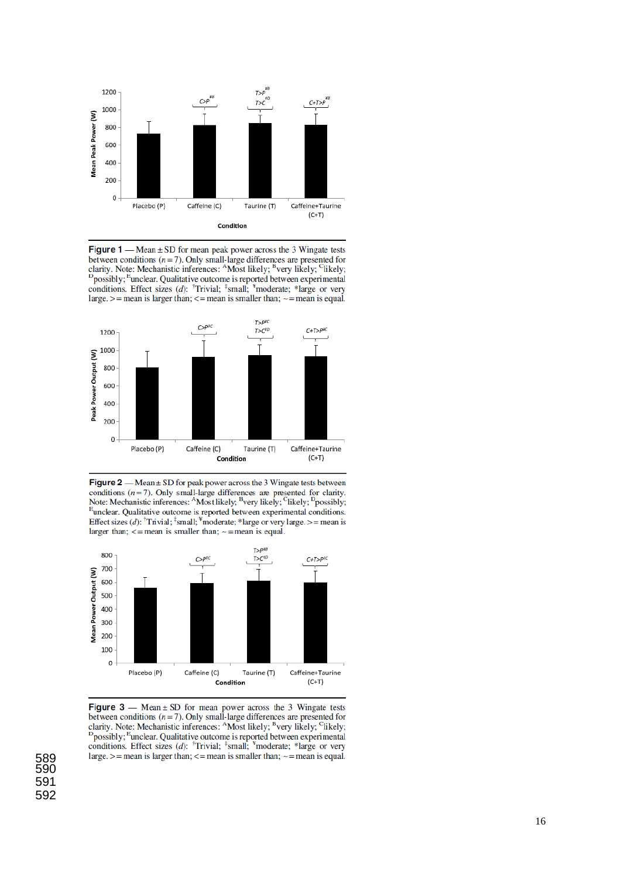**Figure 1** — Mean ± SD for mean peak power across the 3 Wingate tests between conditions ($n = 7$). Only small-large differences are presented for clarity. Note: Mechanistic inferences: [A]Most likely; [B]very likely; [C]likely; [D]possibly; [E]unclear. Qualitative outcome is reported between experimental conditions. Effect sizes ($d$): †Trivial; ‡small; ¥moderate; *large or very large. > = mean is larger than; < = mean is smaller than; ~ = mean is equal.

**Figure 2** — Mean ± SD for peak power across the 3 Wingate tests between conditions ($n = 7$). Only small-large differences are presented for clarity. Note: Mechanistic inferences: [A]Most likely; [B]very likely; [C]likely; [D]possibly; [E]unclear. Qualitative outcome is reported between experimental conditions. Effect sizes ($d$): †Trivial; ‡small; ¥moderate; *large or very large. > = mean is larger than; < = mean is smaller than; ~ = mean is equal.

**Figure 3** — Mean ± SD for mean power across the 3 Wingate tests between conditions ($n = 7$). Only small-large differences are presented for clarity. Note: Mechanistic inferences: [A]Most likely; [B]very likely; [C]likely; [D]possibly; [E]unclear. Qualitative outcome is reported between experimental conditions. Effect sizes ($d$): †Trivial; ‡small; ¥moderate; *large or very large. > = mean is larger than; < = mean is smaller than; ~ = mean is equal.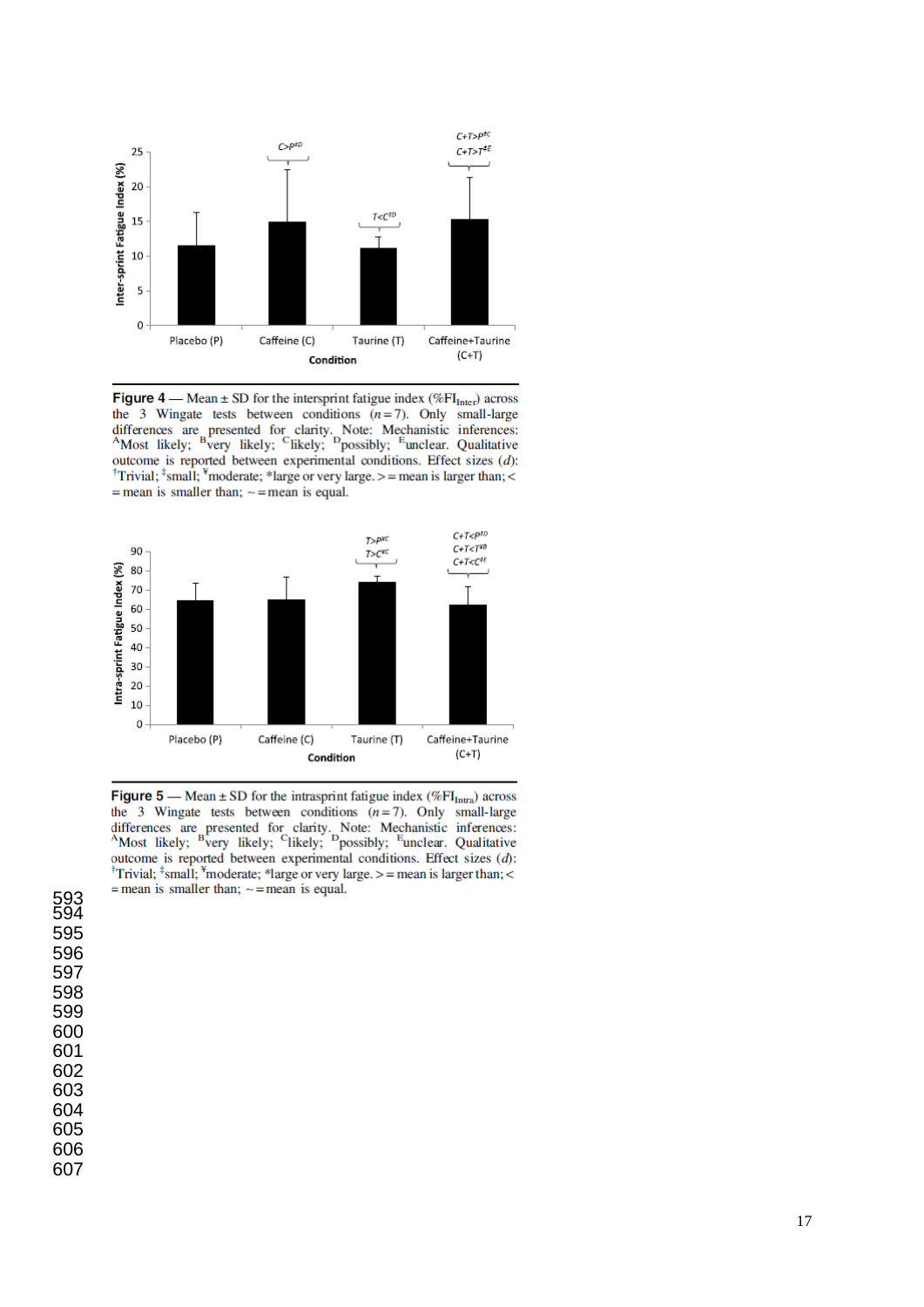**Figure 4** — Mean ± SD for the intersprint fatigue index (%$FI_{Inter}$) across the 3 Wingate tests between conditions ($n = 7$). Only small-large differences are presented for clarity. Note: Mechanistic inferences: [A]Most likely; [B]very likely; [C]likely; [D]possibly; [E]unclear. Qualitative outcome is reported between experimental conditions. Effect sizes ($d$): †Trivial; ‡small; ¥moderate; *large or very large. > = mean is larger than; < = mean is smaller than; ~ = mean is equal.

**Figure 5** — Mean ± SD for the intrasprint fatigue index (%$FI_{Intra}$) across the 3 Wingate tests between conditions ($n = 7$). Only small-large differences are presented for clarity. Note: Mechanistic inferences: [A]Most likely; [B]very likely; [C]likely; [D]possibly; [E]unclear. Qualitative outcome is reported between experimental conditions. Effect sizes ($d$): †Trivial; ‡small; ¥moderate; *large or very large. > = mean is larger than; < = mean is smaller than; ~ = mean is equal.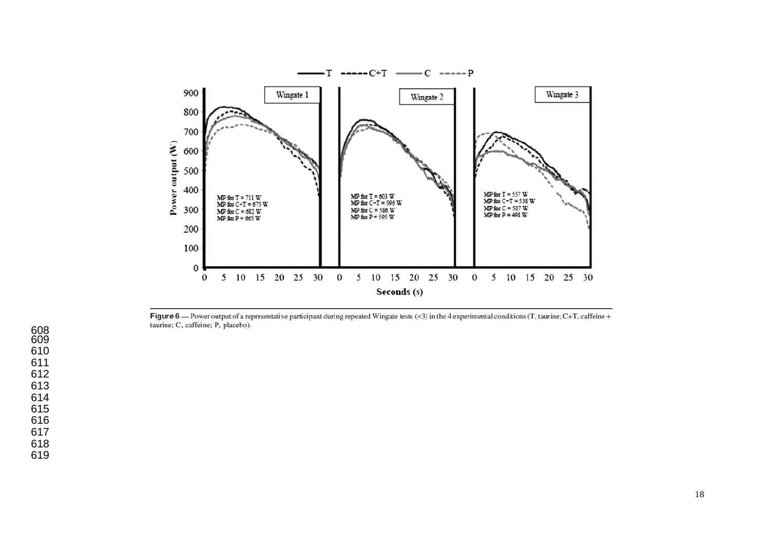T C+T C P

Wingate 1

Wingate 2

Wingate 3

Power output (W)

900
800
700
600
500
400
300
200
100
0

0 5 10 15 20 25 30 0 5 10 15 20 25 30 0 5 10 15 20 25 30

Seconds (s)

MP for T = 711 W
MP for C+T = 675 W
MP for C = 682 W
MP for P = 665 W

MP for T = 603 W
MP for C+T = 596 W
MP for C = 586 W
MP for P = 595 W

MP for T = 557 W
MP for C+T = 538 W
MP for C = 507 W
MP for P = 498 W

**Figure 6** — Power output of a representative participant during repeated Wingate tests (×3) in the 4 experimental conditions (T, taurine; C+T, caffeine + taurine; C, caffeine; P, placebo).

608
609
610
611
612
613
614
615
616
617
618
619